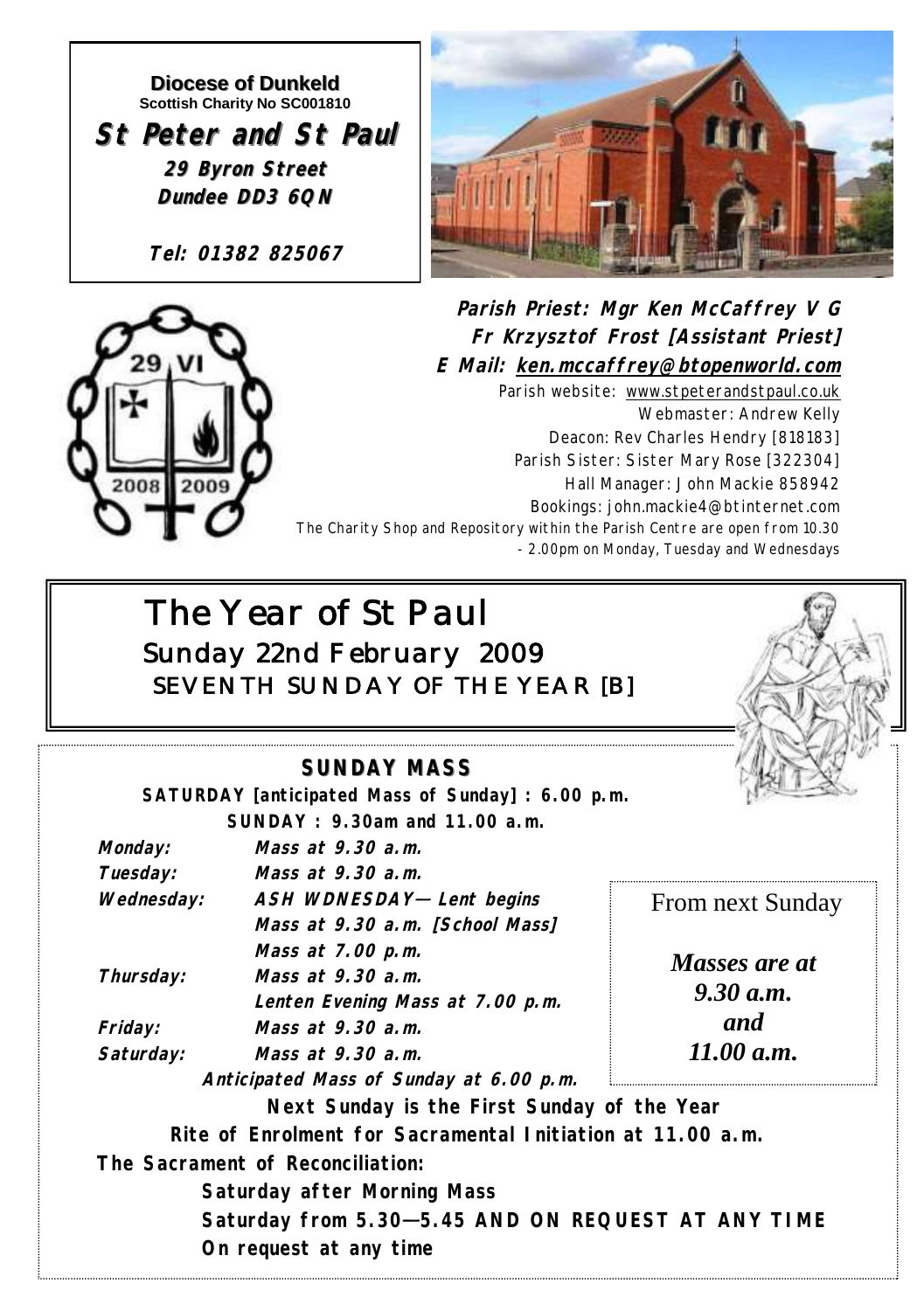**Diocese of Dunkeld**
Scottish Charity No SC001810

# St Peter and St Paul

**29 Byron Street**
**Dundee DD3 6QN**

**Tel: 01382 825067**

**Parish Priest: Mgr Ken McCaffrey V G**
**Fr Krzysztof Frost [Assistant Priest]**
**E Mail: ken.mccaffrey@btopenworld.com**

Parish website: www.stpeterandstpaul.co.uk
Webmaster: Andrew Kelly
Deacon: Rev Charles Hendry [818183]
Parish Sister: Sister Mary Rose [322304]
Hall Manager: John Mackie 858942
Bookings: john.mackie4@btinternet.com
The Charity Shop and Repository within the Parish Centre are open from 10.30 - 2.00pm on Monday, Tuesday and Wednesdays

# The Year of St Paul

## Sunday 22nd February 2009

## SEVENTH SUNDAY OF THE YEAR [B]

### SUNDAY MASS

**SATURDAY [anticipated Mass of Sunday] : 6.00 p.m.**
**SUNDAY : 9.30am and 11.00 a.m.**

| | |
|---|---|
| **Monday:** | **Mass at 9.30 a.m.** |
| **Tuesday:** | **Mass at 9.30 a.m.** |
| **Wednesday:** | **ASH WDNESDAY— Lent begins** |
| | **Mass at 9.30 a.m. [School Mass]** |
| | **Mass at 7.00 p.m.** |
| **Thursday:** | **Mass at 9.30 a.m.** |
| | **Lenten Evening Mass at 7.00 p.m.** |
| **Friday:** | **Mass at 9.30 a.m.** |
| **Saturday:** | **Mass at 9.30 a.m.** |
| | **Anticipated Mass of Sunday at 6.00 p.m.** |

From next Sunday

***Masses are at 9.30 a.m. and 11.00 a.m.***

**Next Sunday is the First Sunday of the Year**
**Rite of Enrolment for Sacramental Initiation at 11.00 a.m.**

**The Sacrament of Reconciliation:**

**Saturday after Morning Mass**
**Saturday from 5.30—5.45 AND ON REQUEST AT ANY TIME**
**On request at any time**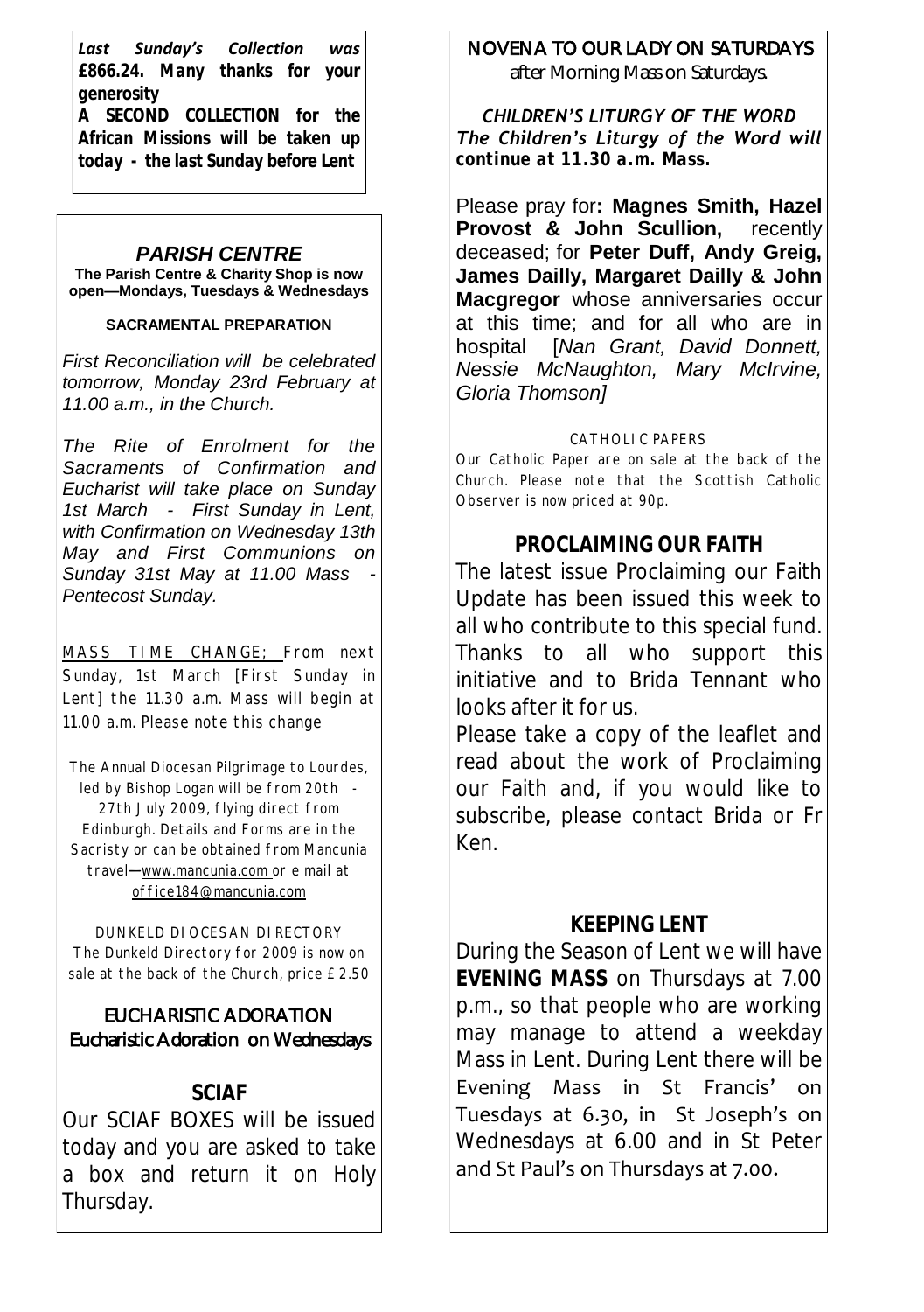***Last Sunday's Collection was £866.24. Many thanks for your generosity***

***A SECOND COLLECTION for the African Missions will be taken up today - the last Sunday before Lent***

## *PARISH CENTRE*

**The Parish Centre & Charity Shop is now open—Mondays, Tuesdays & Wednesdays**

**SACRAMENTAL PREPARATION**

*First Reconciliation will be celebrated tomorrow, Monday 23rd February at 11.00 a.m., in the Church.*

*The Rite of Enrolment for the Sacraments of Confirmation and Eucharist will take place on Sunday 1st March - First Sunday in Lent, with Confirmation on Wednesday 13th May and First Communions on Sunday 31st May at 11.00 Mass - Pentecost Sunday.*

MASS TIME CHANGE; From next Sunday, 1st March [First Sunday in Lent] the 11.30 a.m. Mass will begin at 11.00 a.m. Please note this change

The Annual Diocesan Pilgrimage to Lourdes, led by Bishop Logan will be from 20th - 27th July 2009, flying direct from Edinburgh. Details and Forms are in the Sacristy or can be obtained from Mancunia travel—www.mancunia.com or e mail at office184@mancunia.com

DUNKELD DIOCESAN DIRECTORY
The Dunkeld Directory for 2009 is now on sale at the back of the Church, price £2.50

### EUCHARISTIC ADORATION

Eucharistic Adoration on Wednesdays

### SCIAF

Our SCIAF BOXES will be issued today and you are asked to take a box and return it on Holy Thursday.

### NOVENA TO OUR LADY ON SATURDAYS

after Morning Mass on Saturdays.

***CHILDREN'S LITURGY OF THE WORD***
***The Children's Liturgy of the Word will continue at 11.30 a.m. Mass.***

Please pray for**: Magnes Smith, Hazel Provost & John Scullion,** recently deceased; for **Peter Duff, Andy Greig, James Dailly, Margaret Dailly & John Macgregor** whose anniversaries occur at this time; and for all who are in hospital [*Nan Grant, David Donnett, Nessie McNaughton, Mary McIrvine, Gloria Thomson]*

CATHOLIC PAPERS
Our Catholic Paper are on sale at the back of the Church. Please note that the Scottish Catholic Observer is now priced at 90p.

### PROCLAIMING OUR FAITH

The latest issue Proclaiming our Faith Update has been issued this week to all who contribute to this special fund. Thanks to all who support this initiative and to Brida Tennant who looks after it for us.

Please take a copy of the leaflet and read about the work of Proclaiming our Faith and, if you would like to subscribe, please contact Brida or Fr Ken.

### KEEPING LENT

During the Season of Lent we will have **EVENING MASS** on Thursdays at 7.00 p.m., so that people who are working may manage to attend a weekday Mass in Lent. During Lent there will be Evening Mass in St Francis' on Tuesdays at 6.30, in St Joseph's on Wednesdays at 6.00 and in St Peter and St Paul's on Thursdays at 7.00.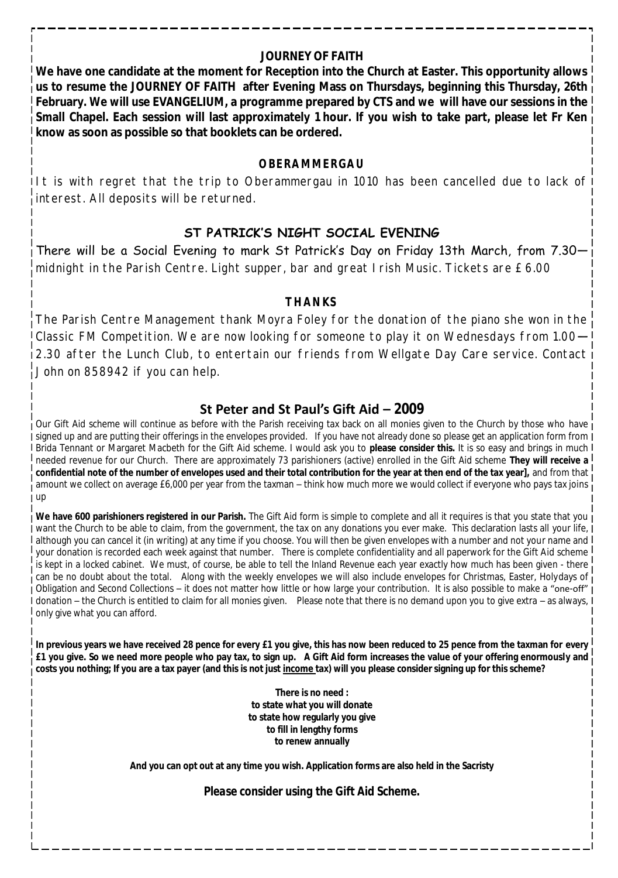## JOURNEY OF FAITH

**We have one candidate at the moment for Reception into the Church at Easter. This opportunity allows us to resume the JOURNEY OF FAITH after Evening Mass on Thursdays, beginning this Thursday, 26th February. We will use EVANGELIUM, a programme prepared by CTS and we will have our sessions in the Small Chapel. Each session will last approximately 1 hour. If you wish to take part, please let Fr Ken know as soon as possible so that booklets can be ordered.**

## OBERAMMERGAU

It is with regret that the trip to Oberammergau in 1010 has been cancelled due to lack of interest. All deposits will be returned.

## ST PATRICK'S NIGHT SOCIAL EVENING

There will be a Social Evening to mark St Patrick's Day on Friday 13th March, from 7.30—midnight in the Parish Centre. Light supper, bar and great Irish Music. Tickets are £6.00

## THANKS

The Parish Centre Management thank Moyra Foley for the donation of the piano she won in the Classic FM Competition. We are now looking for someone to play it on Wednesdays from 1.00—2.30 after the Lunch Club, to entertain our friends from Wellgate Day Care service. Contact John on 858942 if you can help.

## St Peter and St Paul's Gift Aid – 2009

Our Gift Aid scheme will continue as before with the Parish receiving tax back on all monies given to the Church by those who have signed up and are putting their offerings in the envelopes provided. If you have not already done so please get an application form from Brida Tennant or Margaret Macbeth for the Gift Aid scheme. I would ask you to **please consider this.** It is so easy and brings in much needed revenue for our Church. There are approximately 73 parishioners (active) enrolled in the Gift Aid scheme **They will receive a confidential note of the number of envelopes used and their total contribution for the year at then end of the tax year],** and from that amount we collect on average £6,000 per year from the taxman – think how much more we would collect if everyone who pays tax joins up

**We have 600 parishioners registered in our Parish.** The Gift Aid form is simple to complete and all it requires is that you state that you want the Church to be able to claim, from the government, the tax on any donations you ever make. This declaration lasts all your life, although you can cancel it (in writing) at any time if you choose. You will then be given envelopes with a number and not your name and your donation is recorded each week against that number. There is complete confidentiality and all paperwork for the Gift Aid scheme is kept in a locked cabinet. We must, of course, be able to tell the Inland Revenue each year exactly how much has been given - there can be no doubt about the total. Along with the weekly envelopes we will also include envelopes for Christmas, Easter, Holydays of Obligation and Second Collections – it does not matter how little or how large your contribution. It is also possible to make a "one-off" donation – the Church is entitled to claim for all monies given. Please note that there is no demand upon you to give extra – as always, only give what you can afford.

**In previous years we have received 28 pence for every £1 you give, this has now been reduced to 25 pence from the taxman for every £1 you give. So we need more people who pay tax, to sign up. A Gift Aid form increases the value of your offering enormously and costs you nothing; If you are a tax payer (and this is not just <u>income</u> tax) will you please consider signing up for this scheme?**

**There is no need :**
**to state what you will donate**
**to state how regularly you give**
**to fill in lengthy forms**
**to renew annually**

**And you can opt out at any time you wish. Application forms are also held in the Sacristy**

***Please consider using the Gift Aid Scheme.***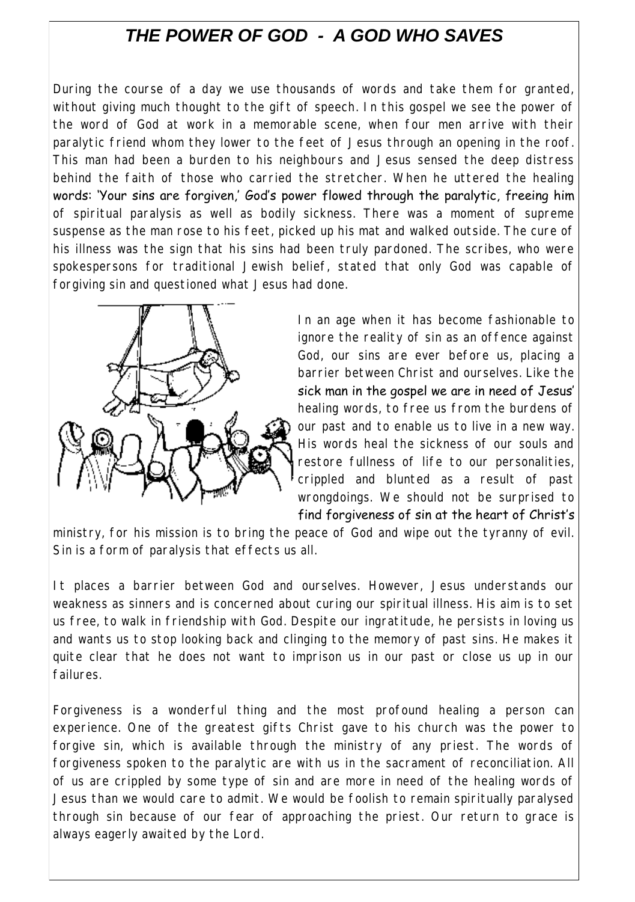# *THE POWER OF GOD - A GOD WHO SAVES*

During the course of a day we use thousands of words and take them for granted, without giving much thought to the gift of speech. In this gospel we see the power of the word of God at work in a memorable scene, when four men arrive with their paralytic friend whom they lower to the feet of Jesus through an opening in the roof. This man had been a burden to his neighbours and Jesus sensed the deep distress behind the faith of those who carried the stretcher. When he uttered the healing words: 'Your sins are forgiven,' God's power flowed through the paralytic, freeing him of spiritual paralysis as well as bodily sickness. There was a moment of supreme suspense as the man rose to his feet, picked up his mat and walked outside. The cure of his illness was the sign that his sins had been truly pardoned. The scribes, who were spokespersons for traditional Jewish belief, stated that only God was capable of forgiving sin and questioned what Jesus had done.

In an age when it has become fashionable to ignore the reality of sin as an offence against God, our sins are ever before us, placing a barrier between Christ and ourselves. Like the sick man in the gospel we are in need of Jesus' healing words, to free us from the burdens of our past and to enable us to live in a new way. His words heal the sickness of our souls and restore fullness of life to our personalities, crippled and blunted as a result of past wrongdoings. We should not be surprised to find forgiveness of sin at the heart of Christ's ministry, for his mission is to bring the peace of God and wipe out the tyranny of evil. Sin is a form of paralysis that effects us all.

It places a barrier between God and ourselves. However, Jesus understands our weakness as sinners and is concerned about curing our spiritual illness. His aim is to set us free, to walk in friendship with God. Despite our ingratitude, he persists in loving us and wants us to stop looking back and clinging to the memory of past sins. He makes it quite clear that he does not want to imprison us in our past or close us up in our failures.

Forgiveness is a wonderful thing and the most profound healing a person can experience. One of the greatest gifts Christ gave to his church was the power to forgive sin, which is available through the ministry of any priest. The words of forgiveness spoken to the paralytic are with us in the sacrament of reconciliation. All of us are crippled by some type of sin and are more in need of the healing words of Jesus than we would care to admit. We would be foolish to remain spiritually paralysed through sin because of our fear of approaching the priest. Our return to grace is always eagerly awaited by the Lord.